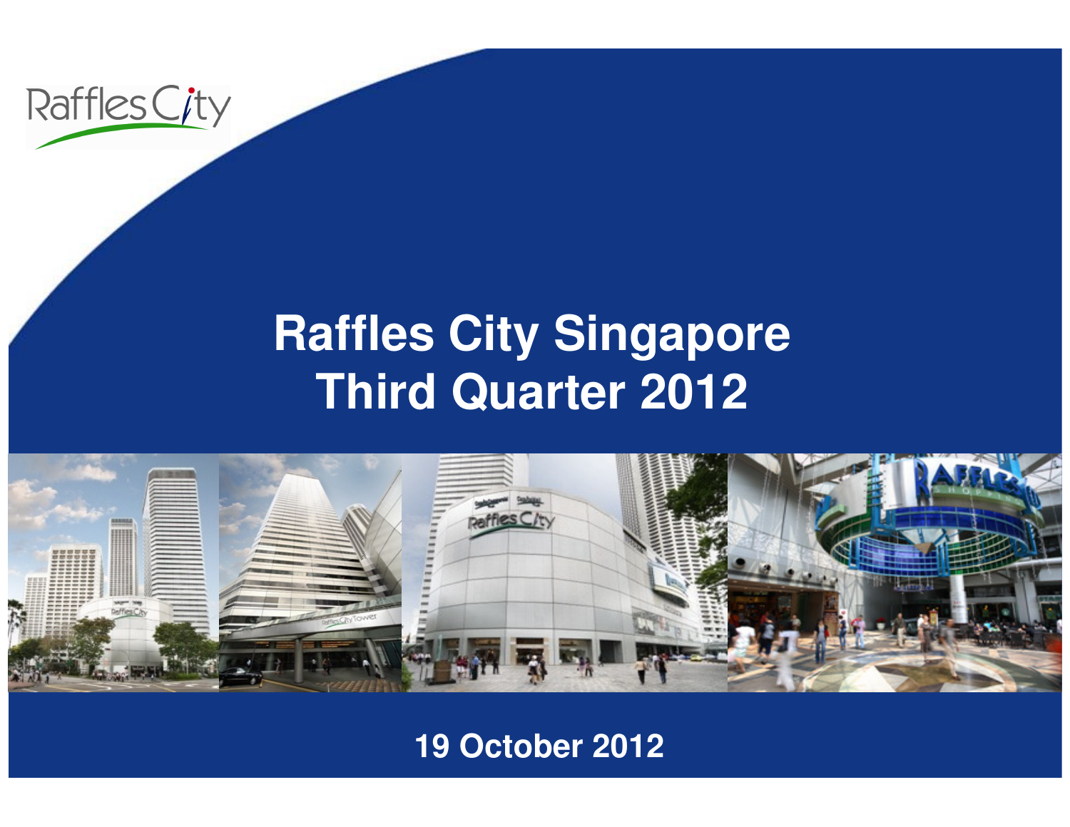# Raffles City Singapore
# Third Quarter 2012

19 October 2012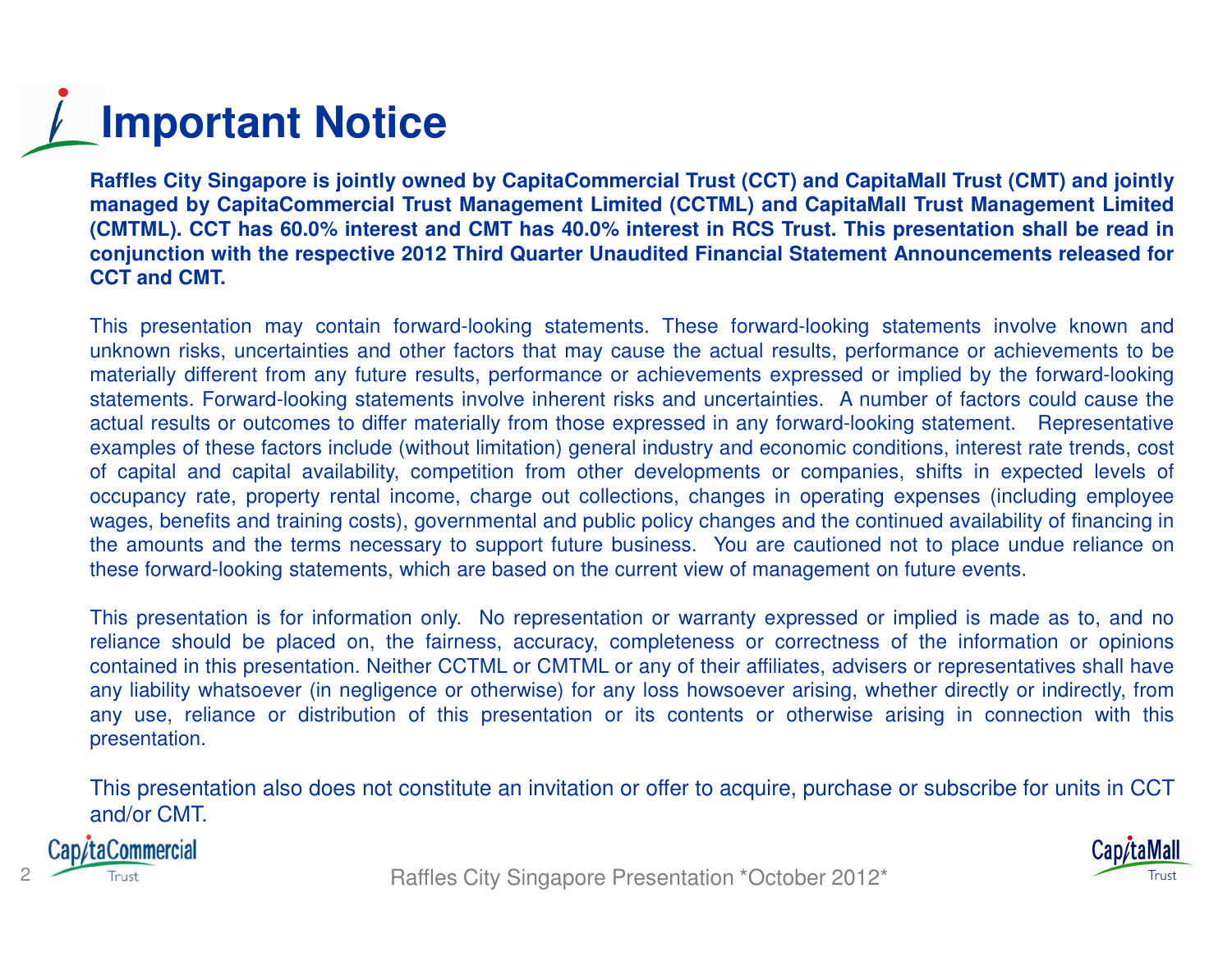# Important Notice

**Raffles City Singapore is jointly owned by CapitaCommercial Trust (CCT) and CapitaMall Trust (CMT) and jointly managed by CapitaCommercial Trust Management Limited (CCTML) and CapitaMall Trust Management Limited (CMTML). CCT has 60.0% interest and CMT has 40.0% interest in RCS Trust. This presentation shall be read in conjunction with the respective 2012 Third Quarter Unaudited Financial Statement Announcements released for CCT and CMT.**

This presentation may contain forward-looking statements. These forward-looking statements involve known and unknown risks, uncertainties and other factors that may cause the actual results, performance or achievements to be materially different from any future results, performance or achievements expressed or implied by the forward-looking statements. Forward-looking statements involve inherent risks and uncertainties. A number of factors could cause the actual results or outcomes to differ materially from those expressed in any forward-looking statement. Representative examples of these factors include (without limitation) general industry and economic conditions, interest rate trends, cost of capital and capital availability, competition from other developments or companies, shifts in expected levels of occupancy rate, property rental income, charge out collections, changes in operating expenses (including employee wages, benefits and training costs), governmental and public policy changes and the continued availability of financing in the amounts and the terms necessary to support future business. You are cautioned not to place undue reliance on these forward-looking statements, which are based on the current view of management on future events.

This presentation is for information only. No representation or warranty expressed or implied is made as to, and no reliance should be placed on, the fairness, accuracy, completeness or correctness of the information or opinions contained in this presentation. Neither CCTML or CMTML or any of their affiliates, advisers or representatives shall have any liability whatsoever (in negligence or otherwise) for any loss howsoever arising, whether directly or indirectly, from any use, reliance or distribution of this presentation or its contents or otherwise arising in connection with this presentation.

This presentation also does not constitute an invitation or offer to acquire, purchase or subscribe for units in CCT and/or CMT.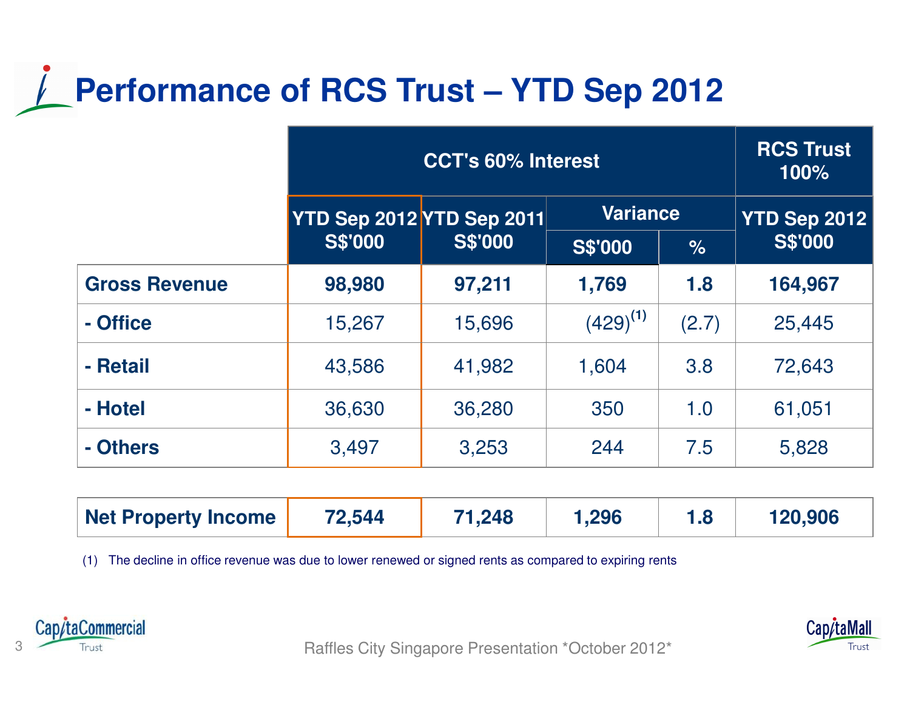# Performance of RCS Trust – YTD Sep 2012

| | CCT's 60% Interest | | | | RCS Trust 100% |
|---|---|---|---|---|---|
| | YTD Sep 2012 S$'000 | YTD Sep 2011 S$'000 | Variance | | YTD Sep 2012 S$'000 |
| | | | S$'000 | % | |
| **Gross Revenue** | **98,980** | **97,211** | **1,769** | **1.8** | **164,967** |
| **- Office** | 15,267 | 15,696 | (429)[1] | (2.7) | 25,445 |
| **- Retail** | 43,586 | 41,982 | 1,604 | 3.8 | 72,643 |
| **- Hotel** | 36,630 | 36,280 | 350 | 1.0 | 61,051 |
| **- Others** | 3,497 | 3,253 | 244 | 7.5 | 5,828 |
| **Net Property Income** | **72,544** | **71,248** | **1,296** | **1.8** | **120,906** |

(1) The decline in office revenue was due to lower renewed or signed rents as compared to expiring rents

Raffles City Singapore Presentation *October 2012*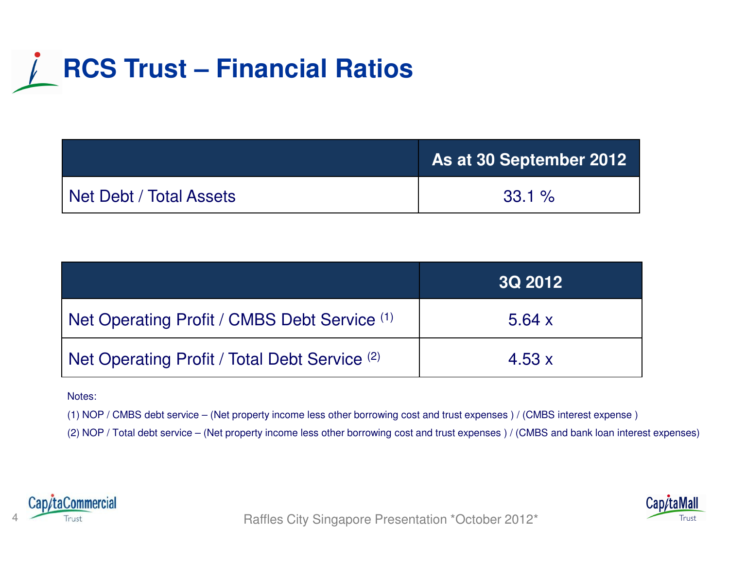# RCS Trust – Financial Ratios

| | As at 30 September 2012 |
|---|---|
| Net Debt / Total Assets | 33.1 % |

| | 3Q 2012 |
|---|---|
| Net Operating Profit / CMBS Debt Service (1) | 5.64 x |
| Net Operating Profit / Total Debt Service (2) | 4.53 x |

Notes:

(1) NOP / CMBS debt service – (Net property income less other borrowing cost and trust expenses ) / (CMBS interest expense )

(2) NOP / Total debt service – (Net property income less other borrowing cost and trust expenses ) / (CMBS and bank loan interest expenses)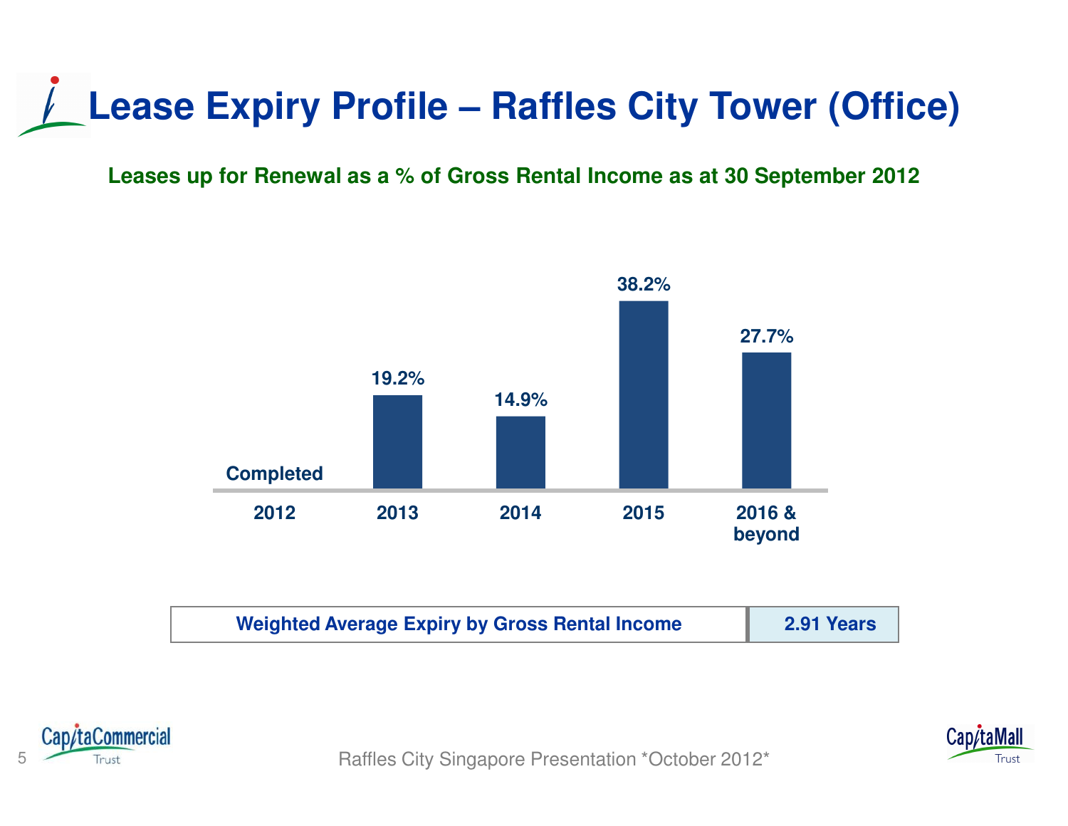# Lease Expiry Profile – Raffles City Tower (Office)

**Leases up for Renewal as a % of Gross Rental Income as at 30 September 2012**

| 2012 | 2013 | 2014 | 2015 | 2016 & beyond |
|---|---|---|---|---|
| Completed | 19.2% | 14.9% | 38.2% | 27.7% |

| Weighted Average Expiry by Gross Rental Income | 2.91 Years |
|---|---|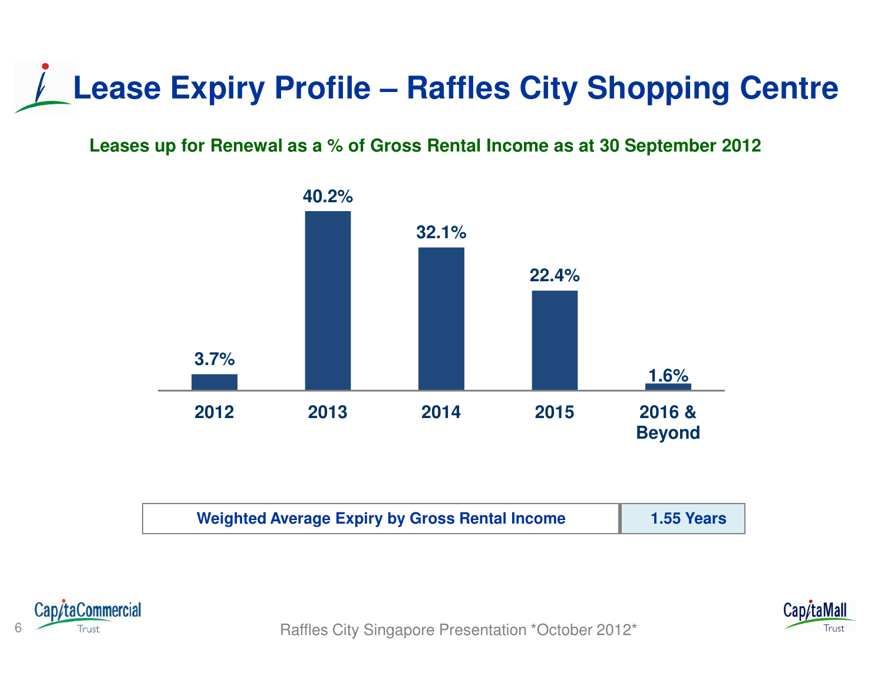# Lease Expiry Profile – Raffles City Shopping Centre

**Leases up for Renewal as a % of Gross Rental Income as at 30 September 2012**

| 2012 | 2013 | 2014 | 2015 | 2016 & Beyond |
|---|---|---|---|---|
| 3.7% | 40.2% | 32.1% | 22.4% | 1.6% |

| Weighted Average Expiry by Gross Rental Income | 1.55 Years |
|---|---|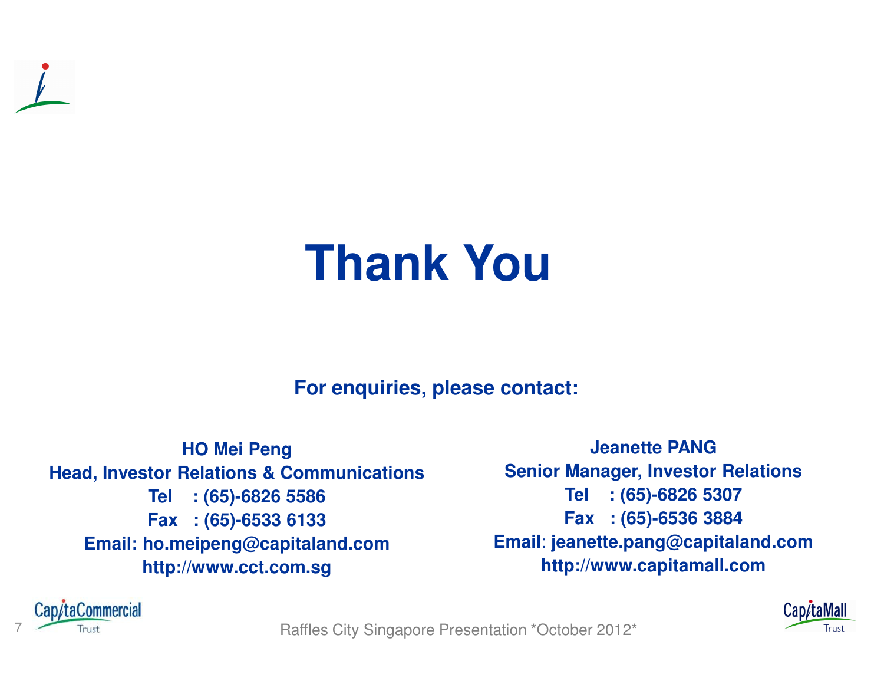# Thank You

**For enquiries, please contact:**

**HO Mei Peng**
**Head, Investor Relations & Communications**
**Tel : (65)-6826 5586**
**Fax : (65)-6533 6133**
**Email: ho.meipeng@capitaland.com**
**http://www.cct.com.sg**

**Jeanette PANG**
**Senior Manager, Investor Relations**
**Tel : (65)-6826 5307**
**Fax : (65)-6536 3884**
**Email: jeanette.pang@capitaland.com**
**http://www.capitamall.com**